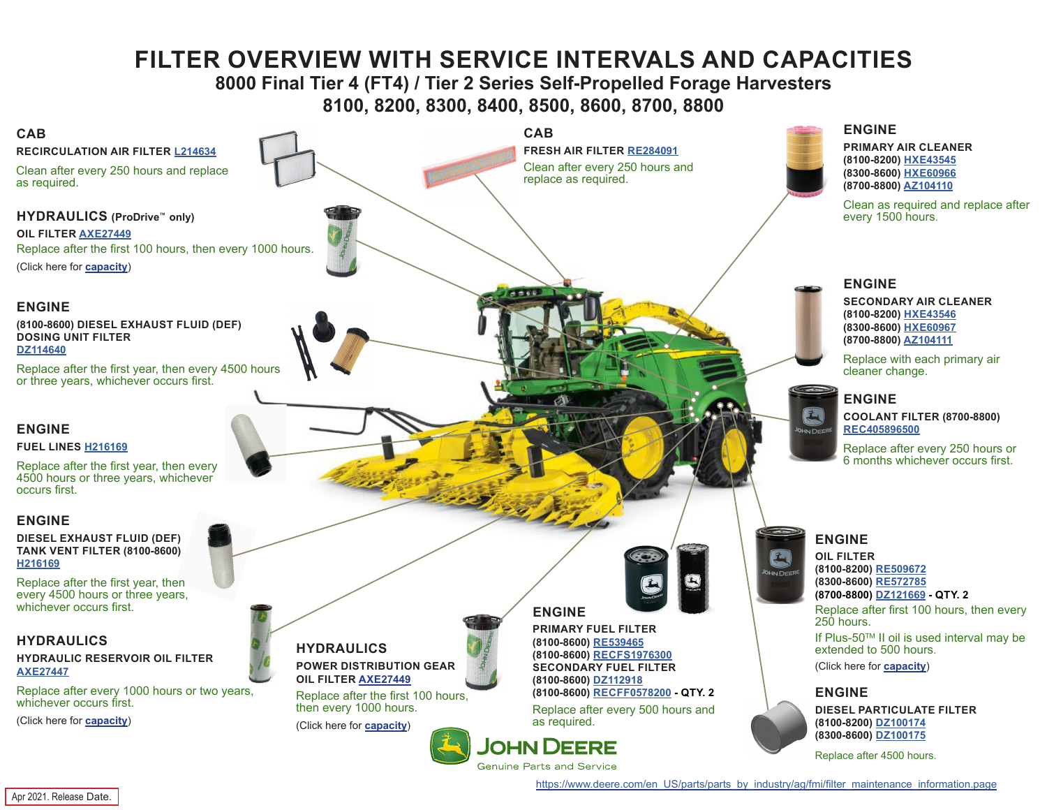# FILTER OVERVIEW WITH SERVICE INTERVALS AND CAPACITIES

## 8000 Final Tier 4 (FT4) / Tier 2 Series Self-Propelled Forage Harvesters

## 8100, 8200, 8300, 8400, 8500, 8600, 8700, 8800

### CAB

**RECIRCULATION AIR FILTER** L214634

Clean after every 250 hours and replace as required.

### HYDRAULICS (ProDrive™ only)

**OIL FILTER** AXE27449

Replace after the first 100 hours, then every 1000 hours.

(Click here for **capacity**)

### ENGINE

**(8100-8600) DIESEL EXHAUST FLUID (DEF) DOSING UNIT FILTER**
DZ114640

Replace after the first year, then every 4500 hours or three years, whichever occurs first.

### ENGINE

**FUEL LINES** H216169

Replace after the first year, then every 4500 hours or three years, whichever occurs first.

### ENGINE

**DIESEL EXHAUST FLUID (DEF) TANK VENT FILTER (8100-8600)**
H216169

Replace after the first year, then every 4500 hours or three years, whichever occurs first.

### HYDRAULICS

**HYDRAULIC RESERVOIR OIL FILTER**
AXE27447

Replace after every 1000 hours or two years, whichever occurs first.

(Click here for **capacity**)

### HYDRAULICS

**POWER DISTRIBUTION GEAR OIL FILTER** AXE27449

Replace after the first 100 hours, then every 1000 hours.

(Click here for **capacity**)

### CAB

**FRESH AIR FILTER** RE284091

Clean after every 250 hours and replace as required.

### ENGINE

**PRIMARY FUEL FILTER**
**(8100-8600)** RE539465
**(8100-8600)** RECFS1976300
**SECONDARY FUEL FILTER**
**(8100-8600)** DZ112918
**(8100-8600)** RECFF0578200 **- QTY. 2**

Replace after every 500 hours and as required.

### ENGINE

**PRIMARY AIR CLEANER**
**(8100-8200)** HXE43545
**(8300-8600)** HXE60966
**(8700-8800)** AZ104110

Clean as required and replace after every 1500 hours.

### ENGINE

**SECONDARY AIR CLEANER**
**(8100-8200)** HXE43546
**(8300-8600)** HXE60967
**(8700-8800)** AZ104111

Replace with each primary air cleaner change.

### ENGINE

**COOLANT FILTER (8700-8800)**
REC405896500

Replace after every 250 hours or 6 months whichever occurs first.

### ENGINE

**OIL FILTER**
**(8100-8200)** RE509672
**(8300-8600)** RE572785
**(8700-8800)** DZ121669 **- QTY. 2**

Replace after first 100 hours, then every 250 hours.

If Plus-50™ II oil is used interval may be extended to 500 hours.

(Click here for **capacity**)

### ENGINE

**DIESEL PARTICULATE FILTER**
**(8100-8200)** DZ100174
**(8300-8600)** DZ100175

Replace after 4500 hours.

JOHN DEERE
Genuine Parts and Service

https://www.deere.com/en_US/parts/parts_by_industry/ag/fmi/filter_maintenance_information.page

Apr 2021. Release Date.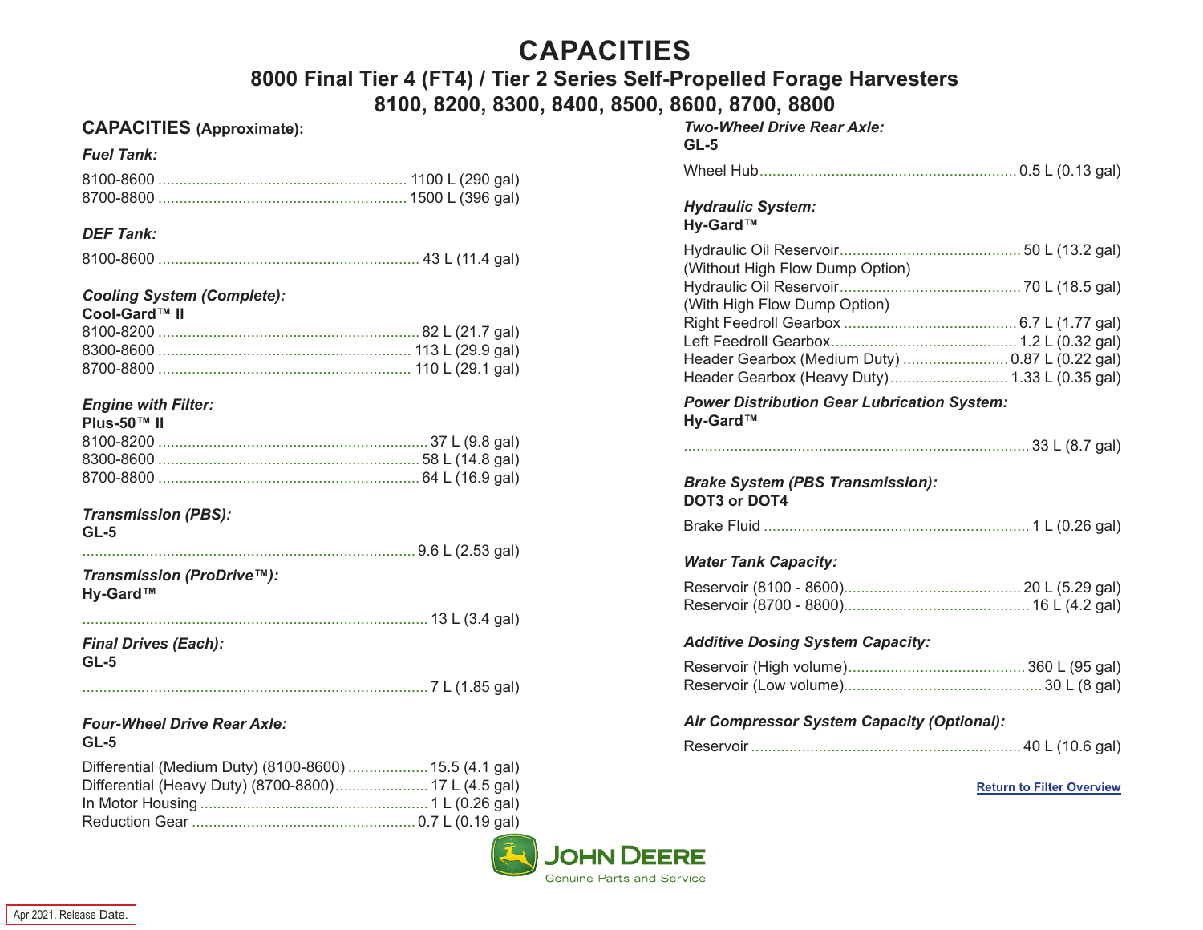# CAPACITIES

## 8000 Final Tier 4 (FT4) / Tier 2 Series Self-Propelled Forage Harvesters

## 8100, 8200, 8300, 8400, 8500, 8600, 8700, 8800

### CAPACITIES (Approximate):

***Fuel Tank:***

8100-8600 .......... 1100 L (290 gal)
8700-8800 .......... 1500 L (396 gal)

***DEF Tank:***

8100-8600 .......... 43 L (11.4 gal)

***Cooling System (Complete):***
**Cool-Gard™ II**

8100-8200 .......... 82 L (21.7 gal)
8300-8600 .......... 113 L (29.9 gal)
8700-8800 .......... 110 L (29.1 gal)

***Engine with Filter:***
**Plus-50™ II**

8100-8200 .......... 37 L (9.8 gal)
8300-8600 .......... 58 L (14.8 gal)
8700-8800 .......... 64 L (16.9 gal)

***Transmission (PBS):***
**GL-5**

.......... 9.6 L (2.53 gal)

***Transmission (ProDrive™):***
**Hy-Gard™**

.......... 13 L (3.4 gal)

***Final Drives (Each):***
**GL-5**

.......... 7 L (1.85 gal)

***Four-Wheel Drive Rear Axle:***
**GL-5**

Differential (Medium Duty) (8100-8600) .......... 15.5 (4.1 gal)
Differential (Heavy Duty) (8700-8800) .......... 17 L (4.5 gal)
In Motor Housing .......... 1 L (0.26 gal)
Reduction Gear .......... 0.7 L (0.19 gal)

***Two-Wheel Drive Rear Axle:***
**GL-5**

Wheel Hub .......... 0.5 L (0.13 gal)

***Hydraulic System:***
**Hy-Gard™**

Hydraulic Oil Reservoir .......... 50 L (13.2 gal)
(Without High Flow Dump Option)
Hydraulic Oil Reservoir .......... 70 L (18.5 gal)
(With High Flow Dump Option)
Right Feedroll Gearbox .......... 6.7 L (1.77 gal)
Left Feedroll Gearbox .......... 1.2 L (0.32 gal)
Header Gearbox (Medium Duty) .......... 0.87 L (0.22 gal)
Header Gearbox (Heavy Duty) .......... 1.33 L (0.35 gal)

***Power Distribution Gear Lubrication System:***
**Hy-Gard™**

.......... 33 L (8.7 gal)

***Brake System (PBS Transmission):***
**DOT3 or DOT4**

Brake Fluid .......... 1 L (0.26 gal)

***Water Tank Capacity:***

Reservoir (8100 - 8600) .......... 20 L (5.29 gal)
Reservoir (8700 - 8800) .......... 16 L (4.2 gal)

***Additive Dosing System Capacity:***

Reservoir (High volume) .......... 360 L (95 gal)
Reservoir (Low volume) .......... 30 L (8 gal)

***Air Compressor System Capacity (Optional):***

Reservoir .......... 40 L (10.6 gal)

Return to Filter Overview

JOHN DEERE
Genuine Parts and Service

Apr 2021. Release Date.